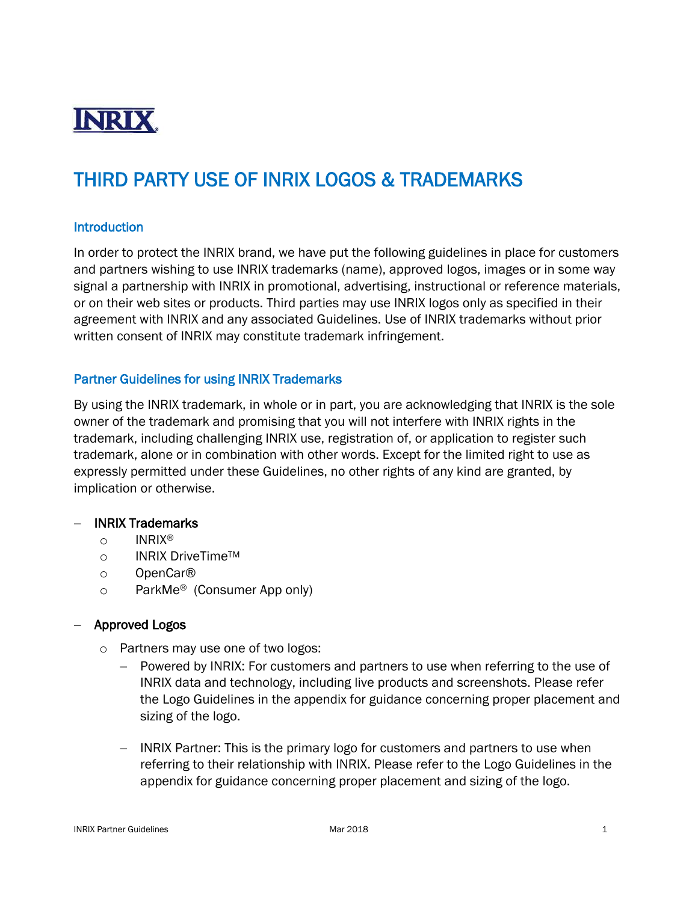INRIX®

# THIRD PARTY USE OF INRIX LOGOS & TRADEMARKS

## Introduction

In order to protect the INRIX brand, we have put the following guidelines in place for customers and partners wishing to use INRIX trademarks (name), approved logos, images or in some way signal a partnership with INRIX in promotional, advertising, instructional or reference materials, or on their web sites or products. Third parties may use INRIX logos only as specified in their agreement with INRIX and any associated Guidelines. Use of INRIX trademarks without prior written consent of INRIX may constitute trademark infringement.

## Partner Guidelines for using INRIX Trademarks

By using the INRIX trademark, in whole or in part, you are acknowledging that INRIX is the sole owner of the trademark and promising that you will not interfere with INRIX rights in the trademark, including challenging INRIX use, registration of, or application to register such trademark, alone or in combination with other words. Except for the limited right to use as expressly permitted under these Guidelines, no other rights of any kind are granted, by implication or otherwise.

- INRIX Trademarks
  - INRIX®
  - INRIX DriveTime™
  - OpenCar®
  - ParkMe® (Consumer App only)

- Approved Logos
  - Partners may use one of two logos:
    - Powered by INRIX: For customers and partners to use when referring to the use of INRIX data and technology, including live products and screenshots. Please refer the Logo Guidelines in the appendix for guidance concerning proper placement and sizing of the logo.
    - INRIX Partner: This is the primary logo for customers and partners to use when referring to their relationship with INRIX. Please refer to the Logo Guidelines in the appendix for guidance concerning proper placement and sizing of the logo.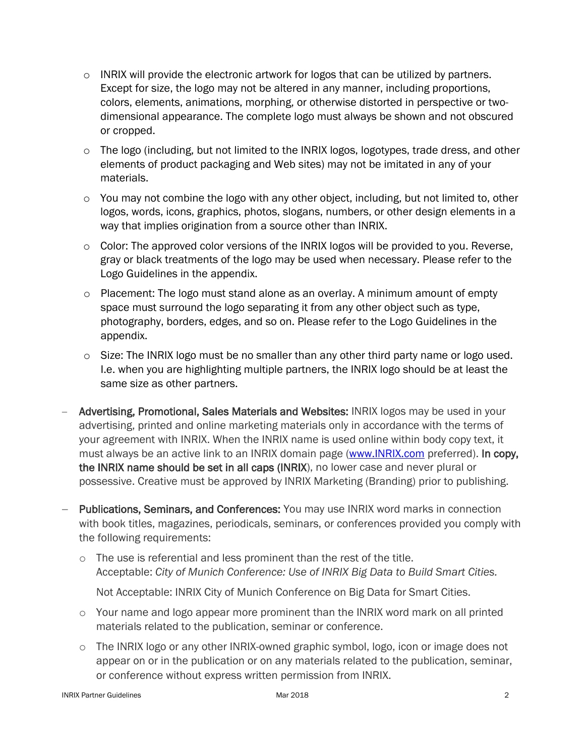- INRIX will provide the electronic artwork for logos that can be utilized by partners. Except for size, the logo may not be altered in any manner, including proportions, colors, elements, animations, morphing, or otherwise distorted in perspective or two-dimensional appearance. The complete logo must always be shown and not obscured or cropped.
  - The logo (including, but not limited to the INRIX logos, logotypes, trade dress, and other elements of product packaging and Web sites) may not be imitated in any of your materials.
  - You may not combine the logo with any other object, including, but not limited to, other logos, words, icons, graphics, photos, slogans, numbers, or other design elements in a way that implies origination from a source other than INRIX.
  - Color: The approved color versions of the INRIX logos will be provided to you. Reverse, gray or black treatments of the logo may be used when necessary. Please refer to the Logo Guidelines in the appendix.
  - Placement: The logo must stand alone as an overlay. A minimum amount of empty space must surround the logo separating it from any other object such as type, photography, borders, edges, and so on. Please refer to the Logo Guidelines in the appendix.
  - Size: The INRIX logo must be no smaller than any other third party name or logo used. I.e. when you are highlighting multiple partners, the INRIX logo should be at least the same size as other partners.

- **Advertising, Promotional, Sales Materials and Websites:** INRIX logos may be used in your advertising, printed and online marketing materials only in accordance with the terms of your agreement with INRIX. When the INRIX name is used online within body copy text, it must always be an active link to an INRIX domain page ([www.INRIX.com](http://www.INRIX.com) preferred). **In copy, the INRIX name should be set in all caps (INRIX**), no lower case and never plural or possessive. Creative must be approved by INRIX Marketing (Branding) prior to publishing.

- **Publications, Seminars, and Conferences:** You may use INRIX word marks in connection with book titles, magazines, periodicals, seminars, or conferences provided you comply with the following requirements:
  - The use is referential and less prominent than the rest of the title.
    Acceptable: *City of Munich Conference: Use of INRIX Big Data to Build Smart Cities.*

    Not Acceptable: INRIX City of Munich Conference on Big Data for Smart Cities.
  - Your name and logo appear more prominent than the INRIX word mark on all printed materials related to the publication, seminar or conference.
  - The INRIX logo or any other INRIX-owned graphic symbol, logo, icon or image does not appear on or in the publication or on any materials related to the publication, seminar, or conference without express written permission from INRIX.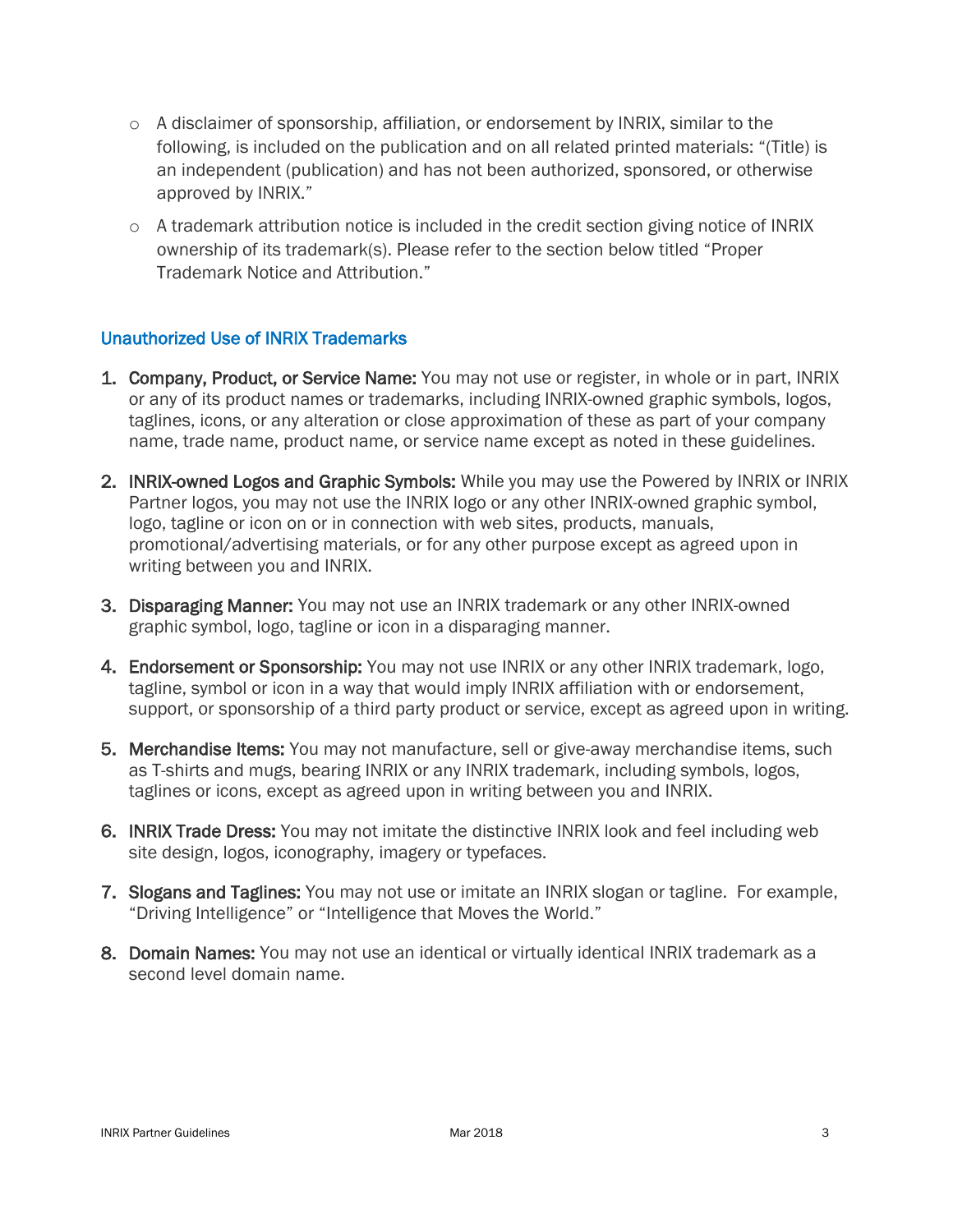- A disclaimer of sponsorship, affiliation, or endorsement by INRIX, similar to the following, is included on the publication and on all related printed materials: "(Title) is an independent (publication) and has not been authorized, sponsored, or otherwise approved by INRIX."
- A trademark attribution notice is included in the credit section giving notice of INRIX ownership of its trademark(s). Please refer to the section below titled "Proper Trademark Notice and Attribution."

## Unauthorized Use of INRIX Trademarks

1. **Company, Product, or Service Name:** You may not use or register, in whole or in part, INRIX or any of its product names or trademarks, including INRIX-owned graphic symbols, logos, taglines, icons, or any alteration or close approximation of these as part of your company name, trade name, product name, or service name except as noted in these guidelines.
2. **INRIX-owned Logos and Graphic Symbols:** While you may use the Powered by INRIX or INRIX Partner logos, you may not use the INRIX logo or any other INRIX-owned graphic symbol, logo, tagline or icon on or in connection with web sites, products, manuals, promotional/advertising materials, or for any other purpose except as agreed upon in writing between you and INRIX.
3. **Disparaging Manner:** You may not use an INRIX trademark or any other INRIX-owned graphic symbol, logo, tagline or icon in a disparaging manner.
4. **Endorsement or Sponsorship:** You may not use INRIX or any other INRIX trademark, logo, tagline, symbol or icon in a way that would imply INRIX affiliation with or endorsement, support, or sponsorship of a third party product or service, except as agreed upon in writing.
5. **Merchandise Items:** You may not manufacture, sell or give-away merchandise items, such as T-shirts and mugs, bearing INRIX or any INRIX trademark, including symbols, logos, taglines or icons, except as agreed upon in writing between you and INRIX.
6. **INRIX Trade Dress:** You may not imitate the distinctive INRIX look and feel including web site design, logos, iconography, imagery or typefaces.
7. **Slogans and Taglines:** You may not use or imitate an INRIX slogan or tagline. For example, "Driving Intelligence" or "Intelligence that Moves the World."
8. **Domain Names:** You may not use an identical or virtually identical INRIX trademark as a second level domain name.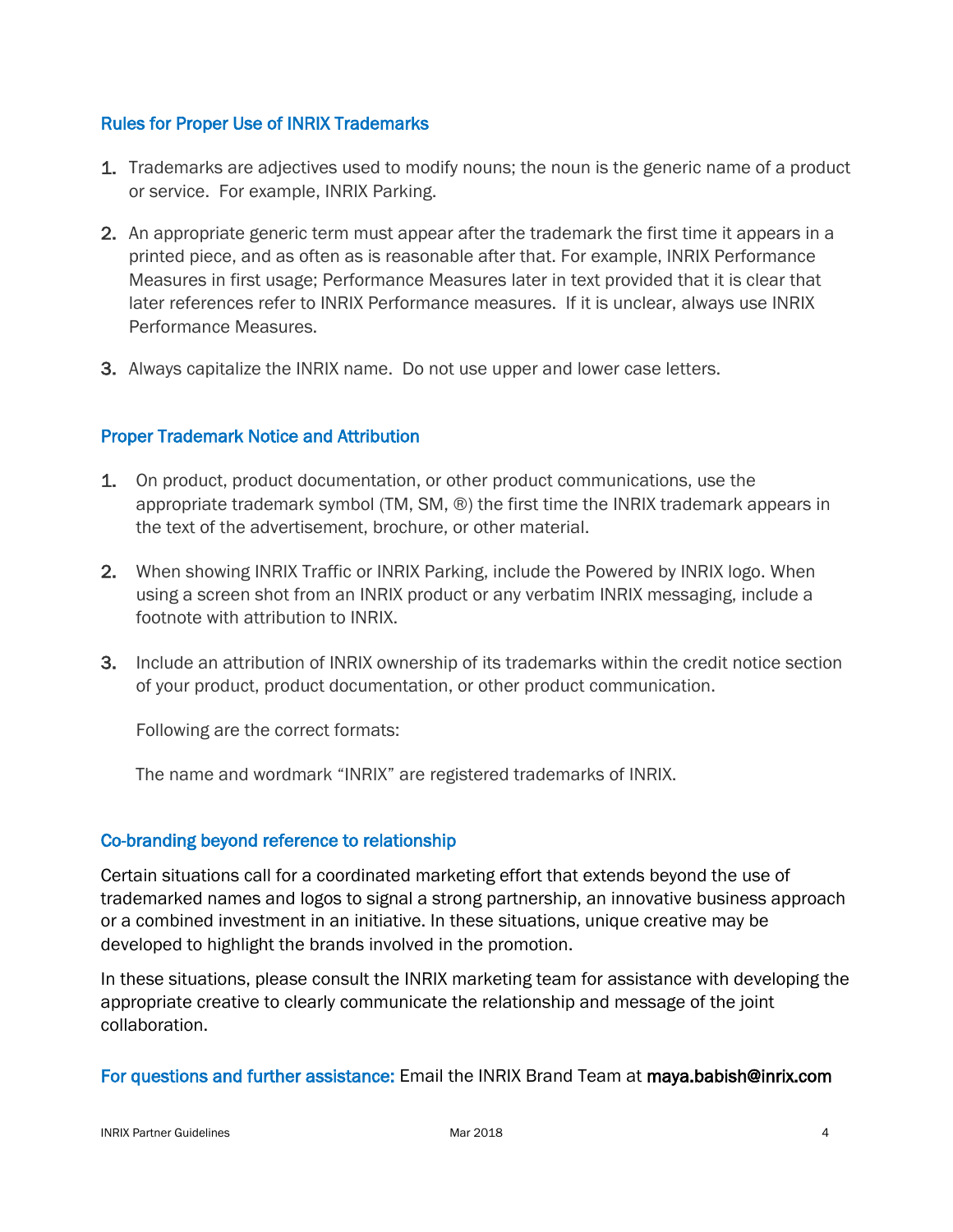## Rules for Proper Use of INRIX Trademarks

1. Trademarks are adjectives used to modify nouns; the noun is the generic name of a product or service. For example, INRIX Parking.

2. An appropriate generic term must appear after the trademark the first time it appears in a printed piece, and as often as is reasonable after that. For example, INRIX Performance Measures in first usage; Performance Measures later in text provided that it is clear that later references refer to INRIX Performance measures. If it is unclear, always use INRIX Performance Measures.

3. Always capitalize the INRIX name. Do not use upper and lower case letters.

## Proper Trademark Notice and Attribution

1. On product, product documentation, or other product communications, use the appropriate trademark symbol (TM, SM, ®) the first time the INRIX trademark appears in the text of the advertisement, brochure, or other material.

2. When showing INRIX Traffic or INRIX Parking, include the Powered by INRIX logo. When using a screen shot from an INRIX product or any verbatim INRIX messaging, include a footnote with attribution to INRIX.

3. Include an attribution of INRIX ownership of its trademarks within the credit notice section of your product, product documentation, or other product communication.

   Following are the correct formats:

   The name and wordmark "INRIX" are registered trademarks of INRIX.

## Co-branding beyond reference to relationship

Certain situations call for a coordinated marketing effort that extends beyond the use of trademarked names and logos to signal a strong partnership, an innovative business approach or a combined investment in an initiative. In these situations, unique creative may be developed to highlight the brands involved in the promotion.

In these situations, please consult the INRIX marketing team for assistance with developing the appropriate creative to clearly communicate the relationship and message of the joint collaboration.

**For questions and further assistance:** Email the INRIX Brand Team at **maya.babish@inrix.com**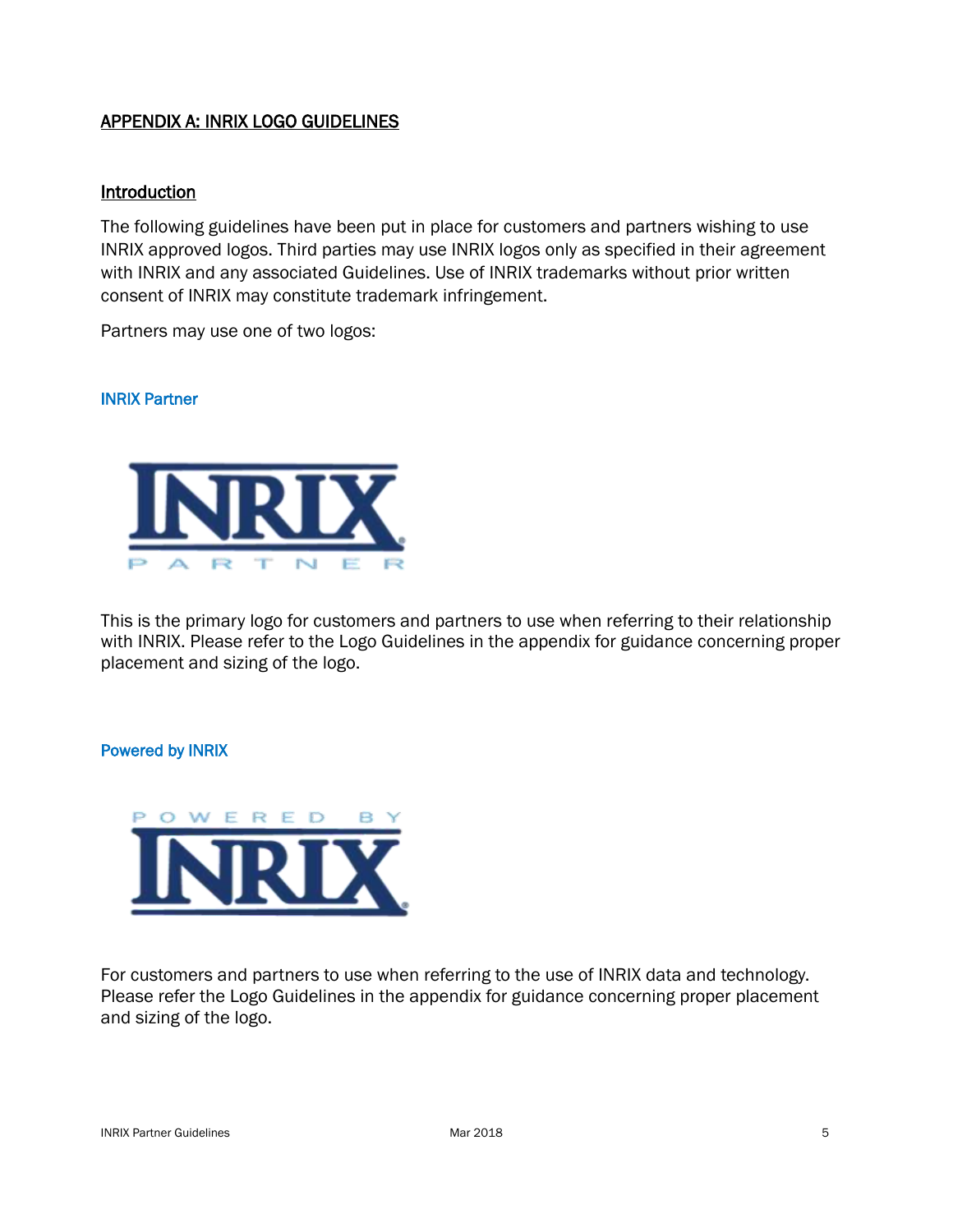## APPENDIX A: INRIX LOGO GUIDELINES

### Introduction

The following guidelines have been put in place for customers and partners wishing to use INRIX approved logos. Third parties may use INRIX logos only as specified in their agreement with INRIX and any associated Guidelines. Use of INRIX trademarks without prior written consent of INRIX may constitute trademark infringement.

Partners may use one of two logos:

#### INRIX Partner

This is the primary logo for customers and partners to use when referring to their relationship with INRIX. Please refer to the Logo Guidelines in the appendix for guidance concerning proper placement and sizing of the logo.

#### Powered by INRIX

For customers and partners to use when referring to the use of INRIX data and technology. Please refer the Logo Guidelines in the appendix for guidance concerning proper placement and sizing of the logo.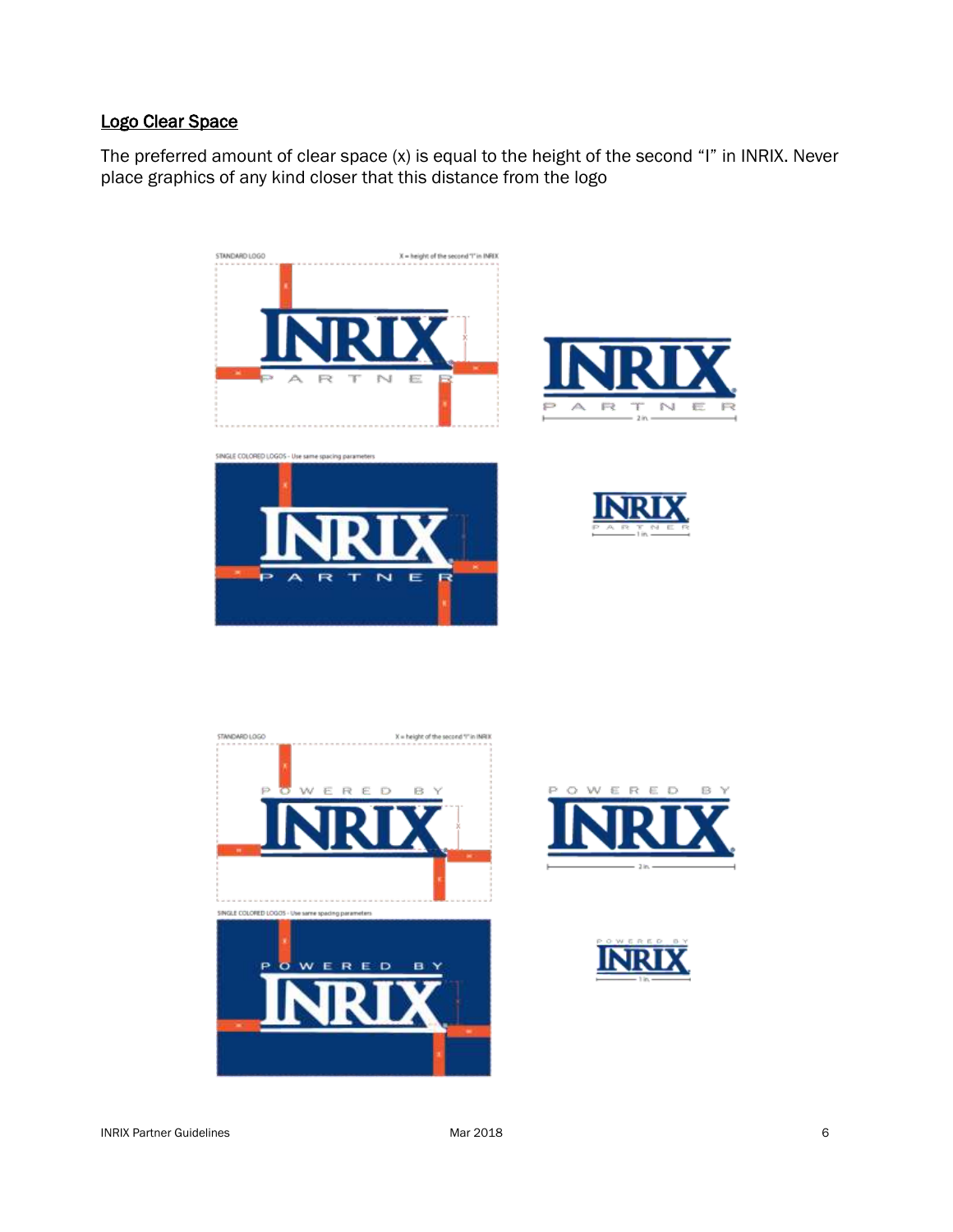## Logo Clear Space

The preferred amount of clear space (x) is equal to the height of the second "I" in INRIX. Never place graphics of any kind closer that this distance from the logo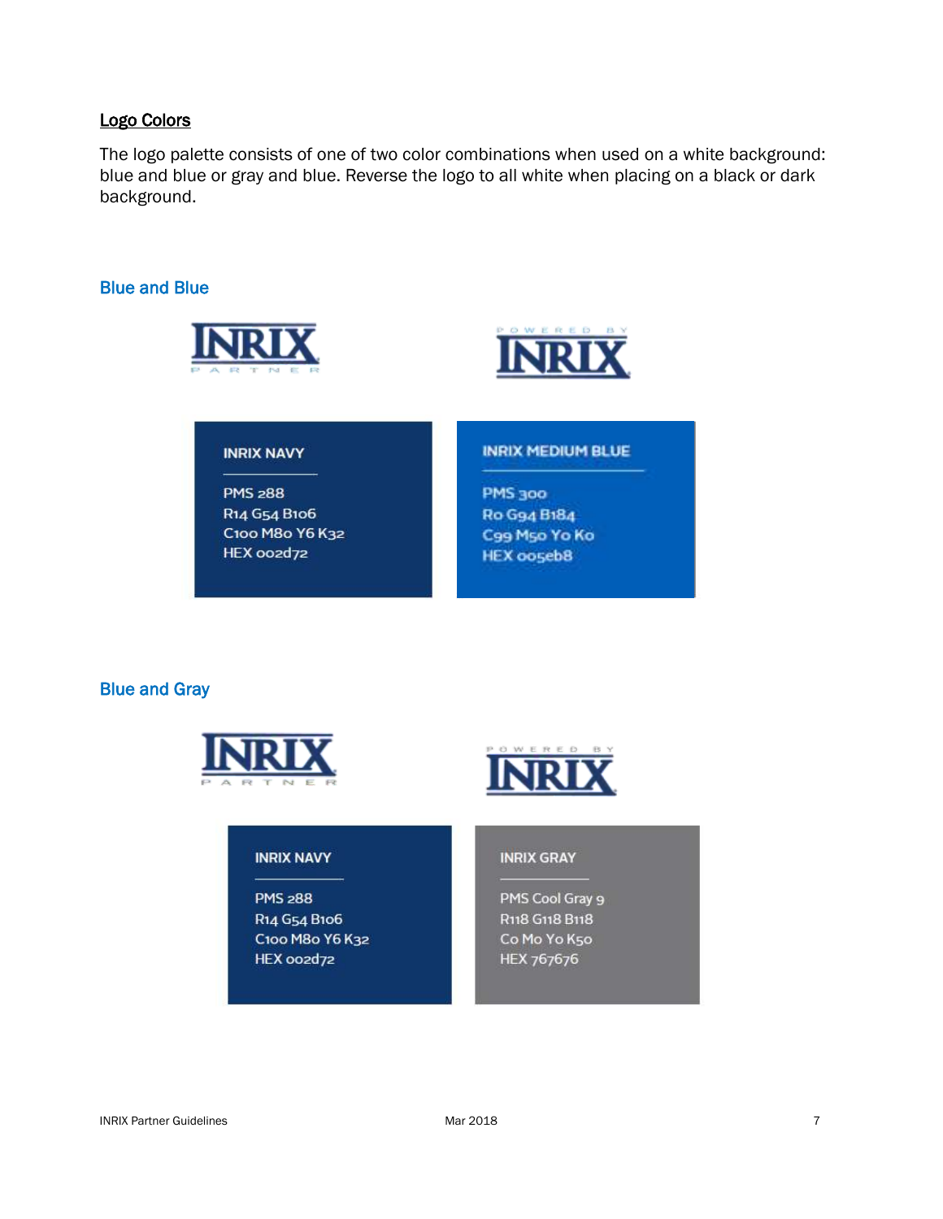## Logo Colors

The logo palette consists of one of two color combinations when used on a white background: blue and blue or gray and blue. Reverse the logo to all white when placing on a black or dark background.

### Blue and Blue

INRIX PARTNER

POWERED BY INRIX

**INRIX NAVY**

PMS 288
R14 G54 B106
C100 M80 Y6 K32
HEX 002d72

**INRIX MEDIUM BLUE**

PMS 300
R0 G94 B184
C99 M50 Y0 K0
HEX 005eb8

### Blue and Gray

INRIX PARTNER

POWERED BY INRIX

**INRIX NAVY**

PMS 288
R14 G54 B106
C100 M80 Y6 K32
HEX 002d72

**INRIX GRAY**

PMS Cool Gray 9
R118 G118 B118
C0 M0 Y0 K50
HEX 767676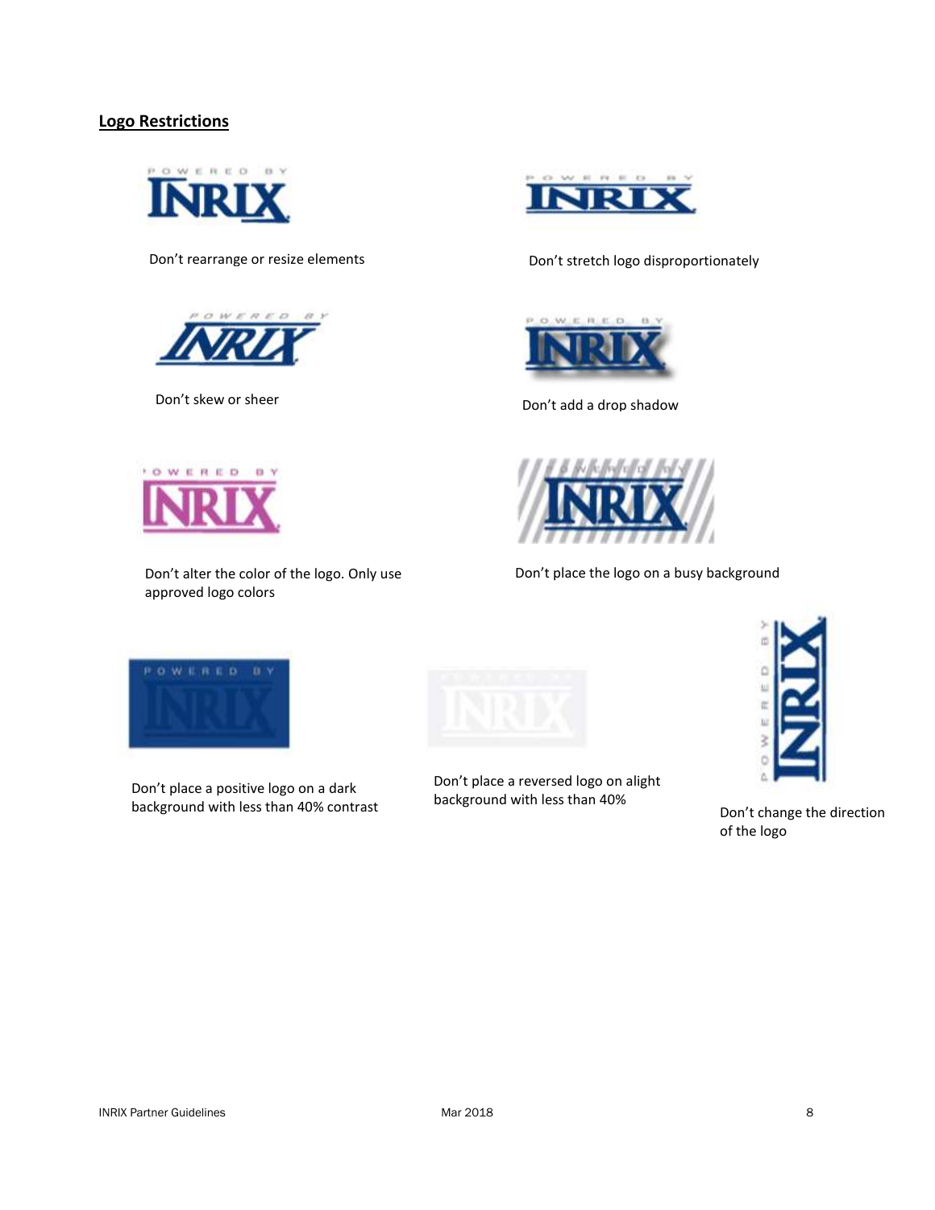## Logo Restrictions

Don't rearrange or resize elements

Don't stretch logo disproportionately

Don't skew or sheer

Don't add a drop shadow

Don't alter the color of the logo. Only use approved logo colors

Don't place the logo on a busy background

Don't place a positive logo on a dark background with less than 40% contrast

Don't place a reversed logo on alight background with less than 40%

Don't change the direction of the logo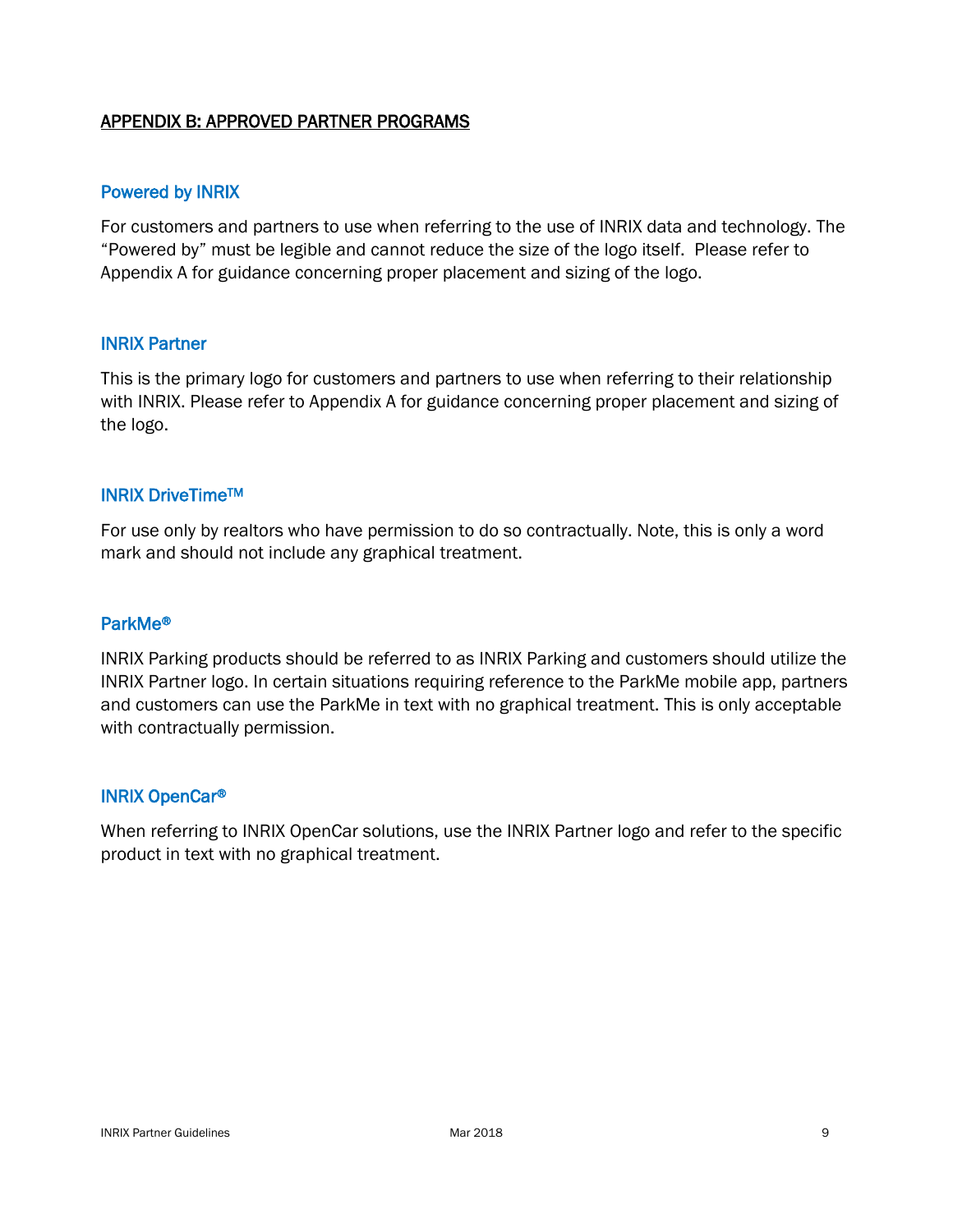## APPENDIX B: APPROVED PARTNER PROGRAMS

### Powered by INRIX

For customers and partners to use when referring to the use of INRIX data and technology. The "Powered by" must be legible and cannot reduce the size of the logo itself. Please refer to Appendix A for guidance concerning proper placement and sizing of the logo.

### INRIX Partner

This is the primary logo for customers and partners to use when referring to their relationship with INRIX. Please refer to Appendix A for guidance concerning proper placement and sizing of the logo.

### INRIX DriveTime™

For use only by realtors who have permission to do so contractually. Note, this is only a word mark and should not include any graphical treatment.

### ParkMe®

INRIX Parking products should be referred to as INRIX Parking and customers should utilize the INRIX Partner logo. In certain situations requiring reference to the ParkMe mobile app, partners and customers can use the ParkMe in text with no graphical treatment. This is only acceptable with contractually permission.

### INRIX OpenCar®

When referring to INRIX OpenCar solutions, use the INRIX Partner logo and refer to the specific product in text with no graphical treatment.